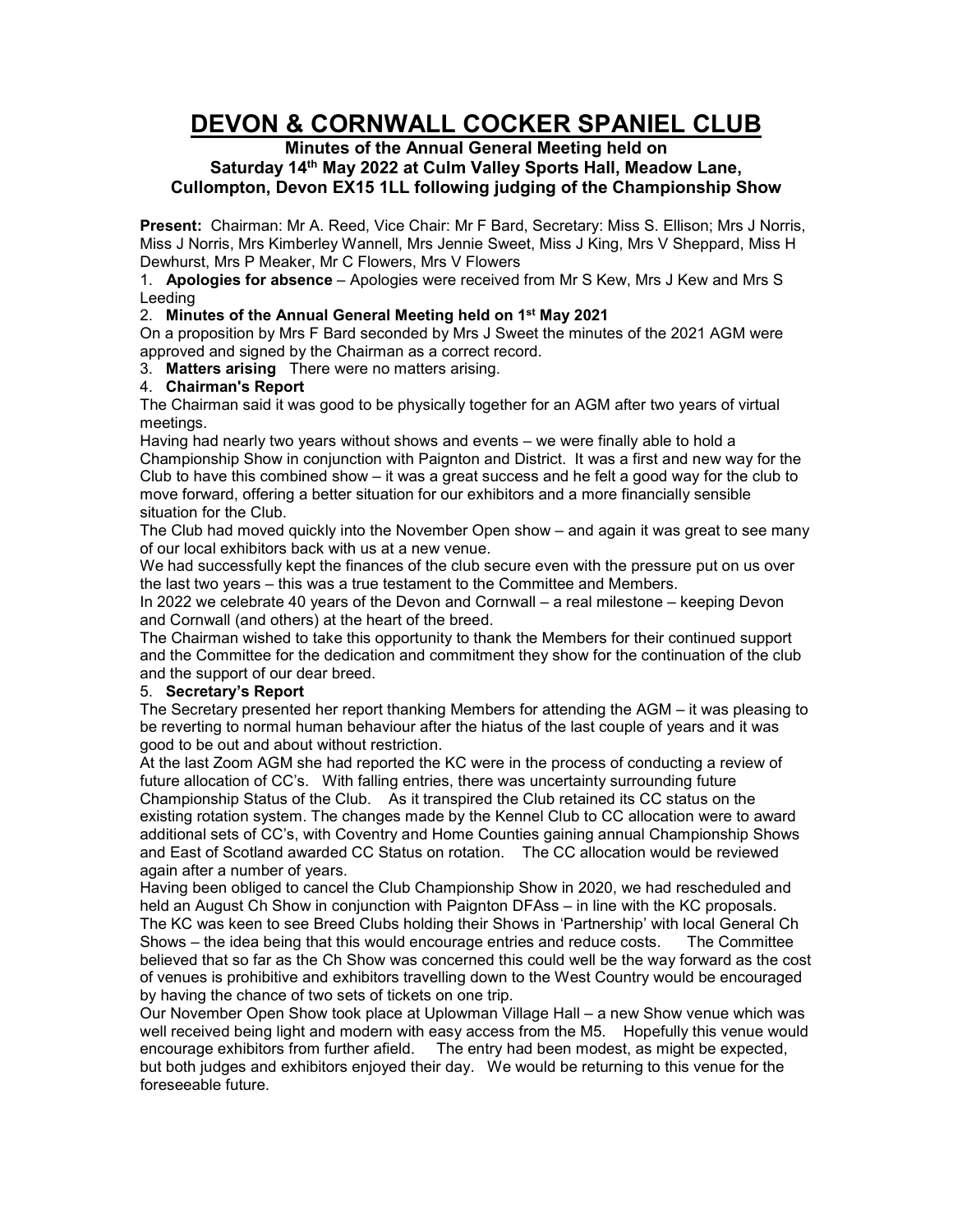# DEVON & CORNWALL COCKER SPANIEL CLUB

### Minutes of the Annual General Meeting held on Saturday 14th May 2022 at Culm Valley Sports Hall, Meadow Lane, Cullompton, Devon EX15 1LL following judging of the Championship Show

**Present:** Chairman: Mr A. Reed, Vice Chair: Mr F Bard, Secretary: Miss S. Ellison; Mrs J Norris, Miss J Norris, Mrs Kimberley Wannell, Mrs Jennie Sweet, Miss J King, Mrs V Sheppard, Miss H Dewhurst, Mrs P Meaker, Mr C Flowers, Mrs V Flowers

1. **Apologies for absence** – Apologies were received from Mr S Kew, Mrs J Kew and Mrs S Leeding
2. **Minutes of the Annual General Meeting held on 1st May 2021**

On a proposition by Mrs F Bard seconded by Mrs J Sweet the minutes of the 2021 AGM were approved and signed by the Chairman as a correct record.

3. **Matters arising** There were no matters arising.
4. **Chairman's Report**

The Chairman said it was good to be physically together for an AGM after two years of virtual meetings.

Having had nearly two years without shows and events – we were finally able to hold a Championship Show in conjunction with Paignton and District. It was a first and new way for the Club to have this combined show – it was a great success and he felt a good way for the club to move forward, offering a better situation for our exhibitors and a more financially sensible situation for the Club.

The Club had moved quickly into the November Open show – and again it was great to see many of our local exhibitors back with us at a new venue.

We had successfully kept the finances of the club secure even with the pressure put on us over the last two years – this was a true testament to the Committee and Members.

In 2022 we celebrate 40 years of the Devon and Cornwall – a real milestone – keeping Devon and Cornwall (and others) at the heart of the breed.

The Chairman wished to take this opportunity to thank the Members for their continued support and the Committee for the dedication and commitment they show for the continuation of the club and the support of our dear breed.

5. **Secretary's Report**

The Secretary presented her report thanking Members for attending the AGM – it was pleasing to be reverting to normal human behaviour after the hiatus of the last couple of years and it was good to be out and about without restriction.

At the last Zoom AGM she had reported the KC were in the process of conducting a review of future allocation of CC's. With falling entries, there was uncertainty surrounding future Championship Status of the Club. As it transpired the Club retained its CC status on the existing rotation system. The changes made by the Kennel Club to CC allocation were to award additional sets of CC's, with Coventry and Home Counties gaining annual Championship Shows and East of Scotland awarded CC Status on rotation. The CC allocation would be reviewed again after a number of years.

Having been obliged to cancel the Club Championship Show in 2020, we had rescheduled and held an August Ch Show in conjunction with Paignton DFAss – in line with the KC proposals. The KC was keen to see Breed Clubs holding their Shows in 'Partnership' with local General Ch Shows – the idea being that this would encourage entries and reduce costs. The Committee believed that so far as the Ch Show was concerned this could well be the way forward as the cost of venues is prohibitive and exhibitors travelling down to the West Country would be encouraged by having the chance of two sets of tickets on one trip.

Our November Open Show took place at Uplowman Village Hall – a new Show venue which was well received being light and modern with easy access from the M5. Hopefully this venue would encourage exhibitors from further afield. The entry had been modest, as might be expected, but both judges and exhibitors enjoyed their day. We would be returning to this venue for the foreseeable future.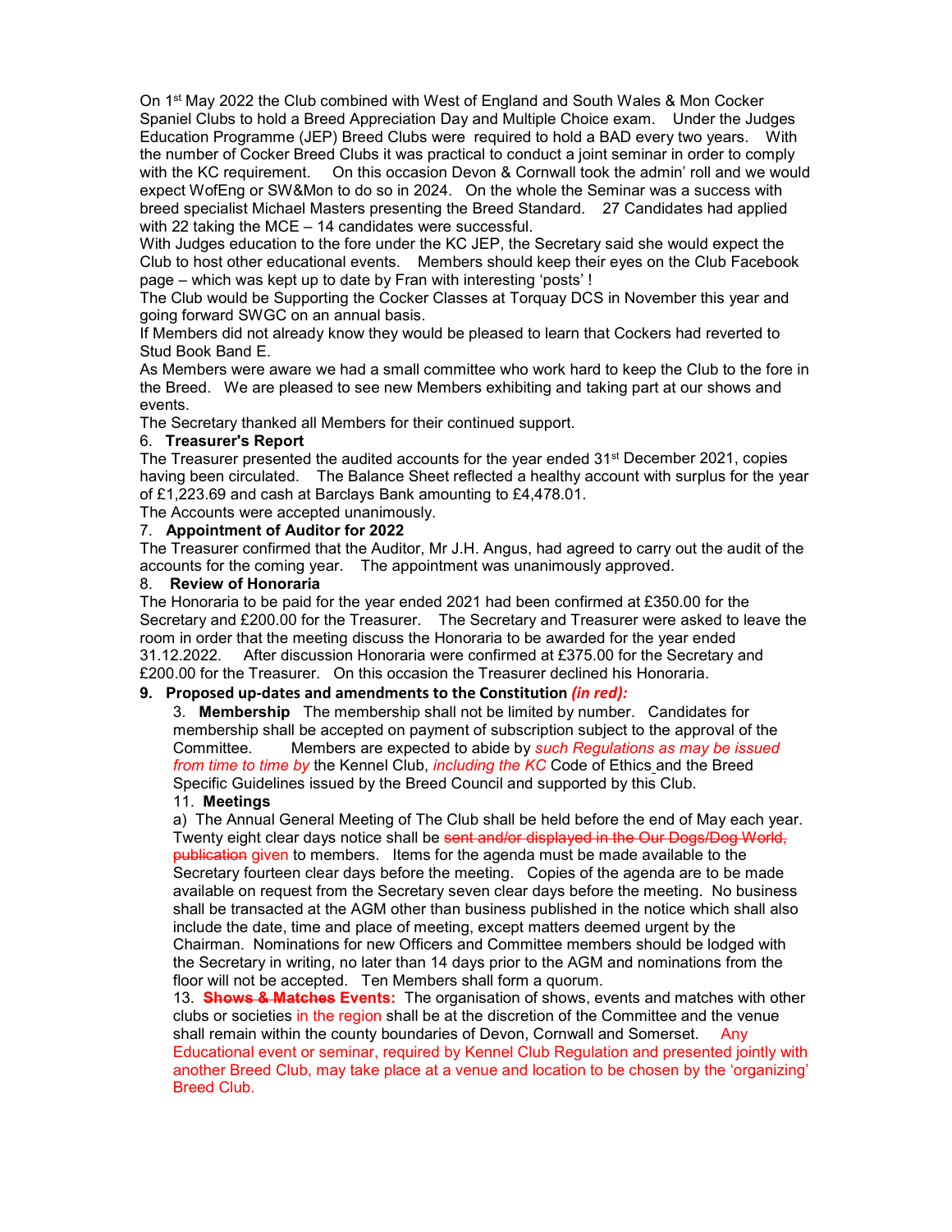On 1st May 2022 the Club combined with West of England and South Wales & Mon Cocker Spaniel Clubs to hold a Breed Appreciation Day and Multiple Choice exam. Under the Judges Education Programme (JEP) Breed Clubs were required to hold a BAD every two years. With the number of Cocker Breed Clubs it was practical to conduct a joint seminar in order to comply with the KC requirement. On this occasion Devon & Cornwall took the admin' roll and we would expect WofEng or SW&Mon to do so in 2024. On the whole the Seminar was a success with breed specialist Michael Masters presenting the Breed Standard. 27 Candidates had applied with 22 taking the MCE – 14 candidates were successful.

With Judges education to the fore under the KC JEP, the Secretary said she would expect the Club to host other educational events. Members should keep their eyes on the Club Facebook page – which was kept up to date by Fran with interesting 'posts' !

The Club would be Supporting the Cocker Classes at Torquay DCS in November this year and going forward SWGC on an annual basis.

If Members did not already know they would be pleased to learn that Cockers had reverted to Stud Book Band E.

As Members were aware we had a small committee who work hard to keep the Club to the fore in the Breed. We are pleased to see new Members exhibiting and taking part at our shows and events.

The Secretary thanked all Members for their continued support.

6. **Treasurer's Report**

The Treasurer presented the audited accounts for the year ended 31st December 2021, copies having been circulated. The Balance Sheet reflected a healthy account with surplus for the year of £1,223.69 and cash at Barclays Bank amounting to £4,478.01.

The Accounts were accepted unanimously.

7. **Appointment of Auditor for 2022**

The Treasurer confirmed that the Auditor, Mr J.H. Angus, had agreed to carry out the audit of the accounts for the coming year. The appointment was unanimously approved.

8. **Review of Honoraria**

The Honoraria to be paid for the year ended 2021 had been confirmed at £350.00 for the Secretary and £200.00 for the Treasurer. The Secretary and Treasurer were asked to leave the room in order that the meeting discuss the Honoraria to be awarded for the year ended 31.12.2022. After discussion Honoraria were confirmed at £375.00 for the Secretary and £200.00 for the Treasurer. On this occasion the Treasurer declined his Honoraria.

9. **Proposed up-dates and amendments to the Constitution *(in red):***

3. **Membership** The membership shall not be limited by number. Candidates for membership shall be accepted on payment of subscription subject to the approval of the Committee. Members are expected to abide by *such Regulations as may be issued from time to time by* the Kennel Club, *including the KC* Code of Ethics and the Breed Specific Guidelines issued by the Breed Council and supported by this Club.

11. **Meetings**

a) The Annual General Meeting of The Club shall be held before the end of May each year. Twenty eight clear days notice shall be ~~sent and/or displayed in the Our Dogs/Dog World, publication~~ given to members. Items for the agenda must be made available to the Secretary fourteen clear days before the meeting. Copies of the agenda are to be made available on request from the Secretary seven clear days before the meeting. No business shall be transacted at the AGM other than business published in the notice which shall also include the date, time and place of meeting, except matters deemed urgent by the Chairman. Nominations for new Officers and Committee members should be lodged with the Secretary in writing, no later than 14 days prior to the AGM and nominations from the floor will not be accepted. Ten Members shall form a quorum.

13. **~~Shows & Matches~~ Events:** The organisation of shows, events and matches with other clubs or societies in the region shall be at the discretion of the Committee and the venue shall remain within the county boundaries of Devon, Cornwall and Somerset. Any Educational event or seminar, required by Kennel Club Regulation and presented jointly with another Breed Club, may take place at a venue and location to be chosen by the 'organizing' Breed Club.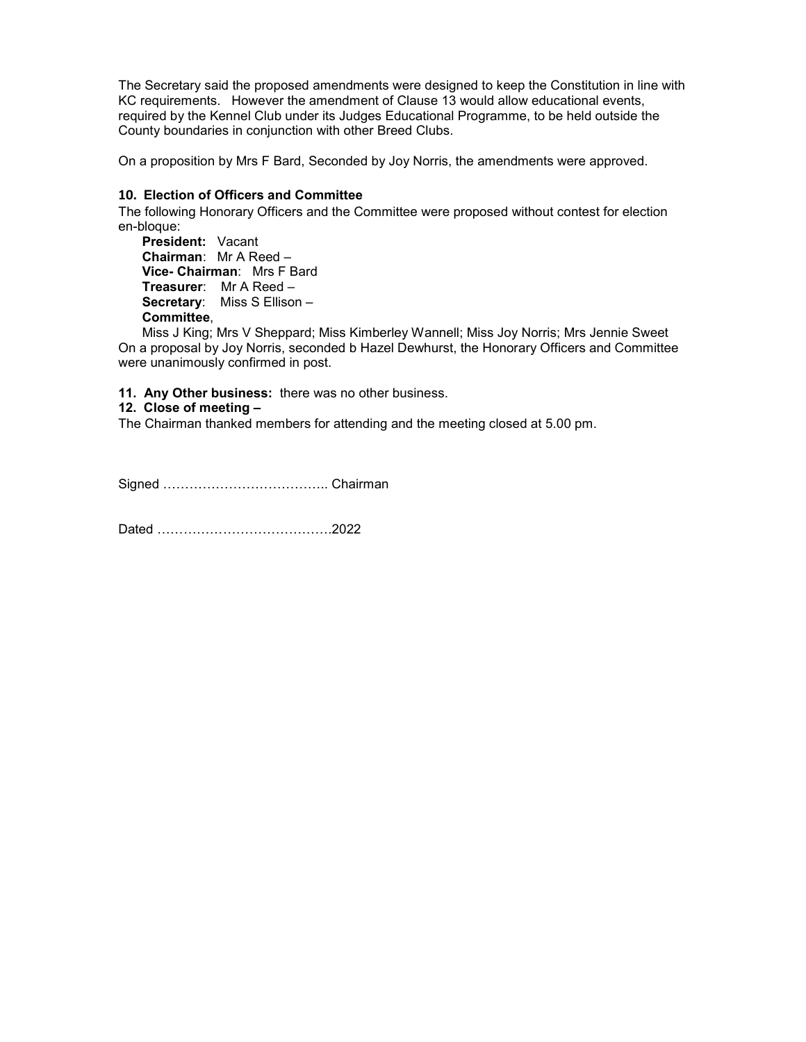The Secretary said the proposed amendments were designed to keep the Constitution in line with KC requirements. However the amendment of Clause 13 would allow educational events, required by the Kennel Club under its Judges Educational Programme, to be held outside the County boundaries in conjunction with other Breed Clubs.

On a proposition by Mrs F Bard, Seconded by Joy Norris, the amendments were approved.

**10. Election of Officers and Committee**

The following Honorary Officers and the Committee were proposed without contest for election en-bloque:

**President:** Vacant  
**Chairman**: Mr A Reed –  
**Vice- Chairman**: Mrs F Bard  
**Treasurer**: Mr A Reed –  
**Secretary**: Miss S Ellison –  
**Committee**,  
Miss J King; Mrs V Sheppard; Miss Kimberley Wannell; Miss Joy Norris; Mrs Jennie Sweet

On a proposal by Joy Norris, seconded b Hazel Dewhurst, the Honorary Officers and Committee were unanimously confirmed in post.

**11. Any Other business:** there was no other business.

**12. Close of meeting –**

The Chairman thanked members for attending and the meeting closed at 5.00 pm.

Signed ……………………………….. Chairman

Dated ………………………………….2022